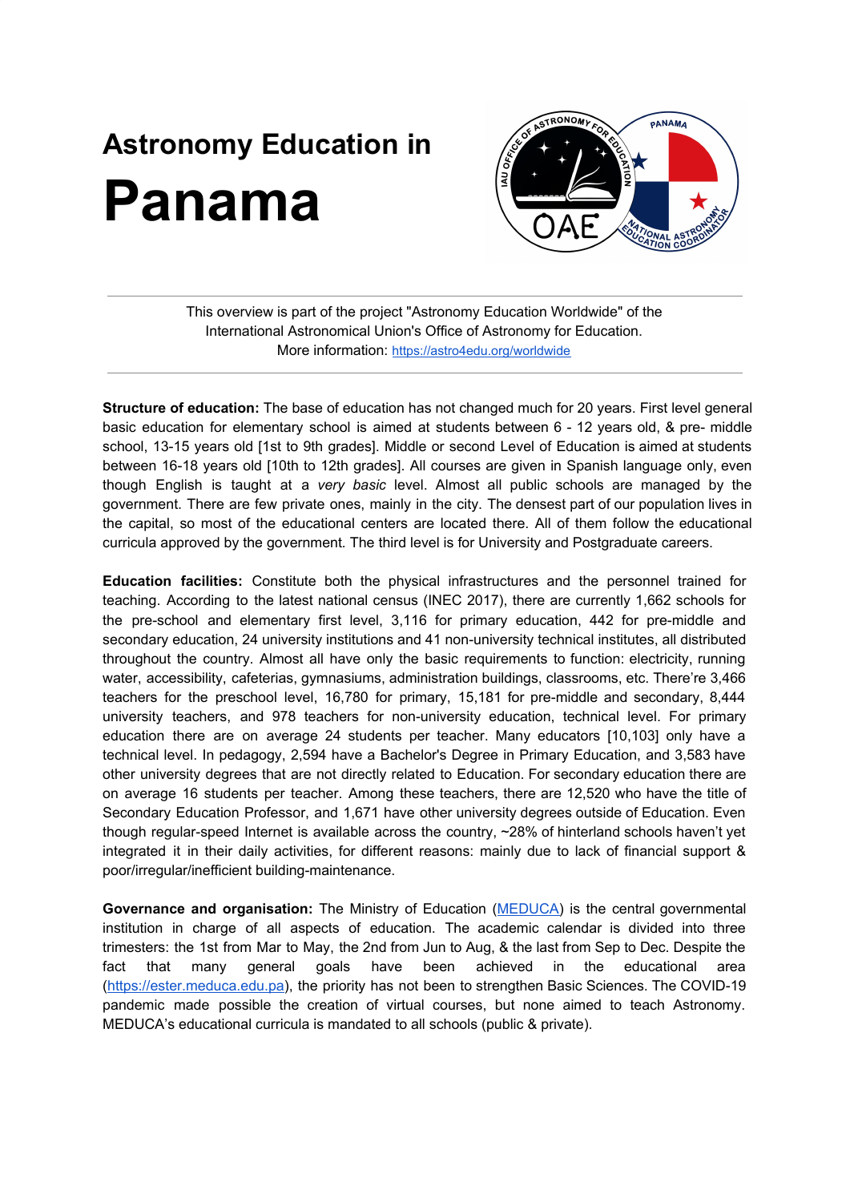# Astronomy Education in Panama

This overview is part of the project "Astronomy Education Worldwide" of the International Astronomical Union's Office of Astronomy for Education.
More information: https://astro4edu.org/worldwide

**Structure of education:** The base of education has not changed much for 20 years. First level general basic education for elementary school is aimed at students between 6 - 12 years old, & pre- middle school, 13-15 years old [1st to 9th grades]. Middle or second Level of Education is aimed at students between 16-18 years old [10th to 12th grades]. All courses are given in Spanish language only, even though English is taught at a *very basic* level. Almost all public schools are managed by the government. There are few private ones, mainly in the city. The densest part of our population lives in the capital, so most of the educational centers are located there. All of them follow the educational curricula approved by the government. The third level is for University and Postgraduate careers.

**Education facilities:** Constitute both the physical infrastructures and the personnel trained for teaching. According to the latest national census (INEC 2017), there are currently 1,662 schools for the pre-school and elementary first level, 3,116 for primary education, 442 for pre-middle and secondary education, 24 university institutions and 41 non-university technical institutes, all distributed throughout the country. Almost all have only the basic requirements to function: electricity, running water, accessibility, cafeterias, gymnasiums, administration buildings, classrooms, etc. There're 3,466 teachers for the preschool level, 16,780 for primary, 15,181 for pre-middle and secondary, 8,444 university teachers, and 978 teachers for non-university education, technical level. For primary education there are on average 24 students per teacher. Many educators [10,103] only have a technical level. In pedagogy, 2,594 have a Bachelor's Degree in Primary Education, and 3,583 have other university degrees that are not directly related to Education. For secondary education there are on average 16 students per teacher. Among these teachers, there are 12,520 who have the title of Secondary Education Professor, and 1,671 have other university degrees outside of Education. Even though regular-speed Internet is available across the country, ~28% of hinterland schools haven't yet integrated it in their daily activities, for different reasons: mainly due to lack of financial support & poor/irregular/inefficient building-maintenance.

**Governance and organisation:** The Ministry of Education (MEDUCA) is the central governmental institution in charge of all aspects of education. The academic calendar is divided into three trimesters: the 1st from Mar to May, the 2nd from Jun to Aug, & the last from Sep to Dec. Despite the fact that many general goals have been achieved in the educational area (https://ester.meduca.edu.pa), the priority has not been to strengthen Basic Sciences. The COVID-19 pandemic made possible the creation of virtual courses, but none aimed to teach Astronomy. MEDUCA's educational curricula is mandated to all schools (public & private).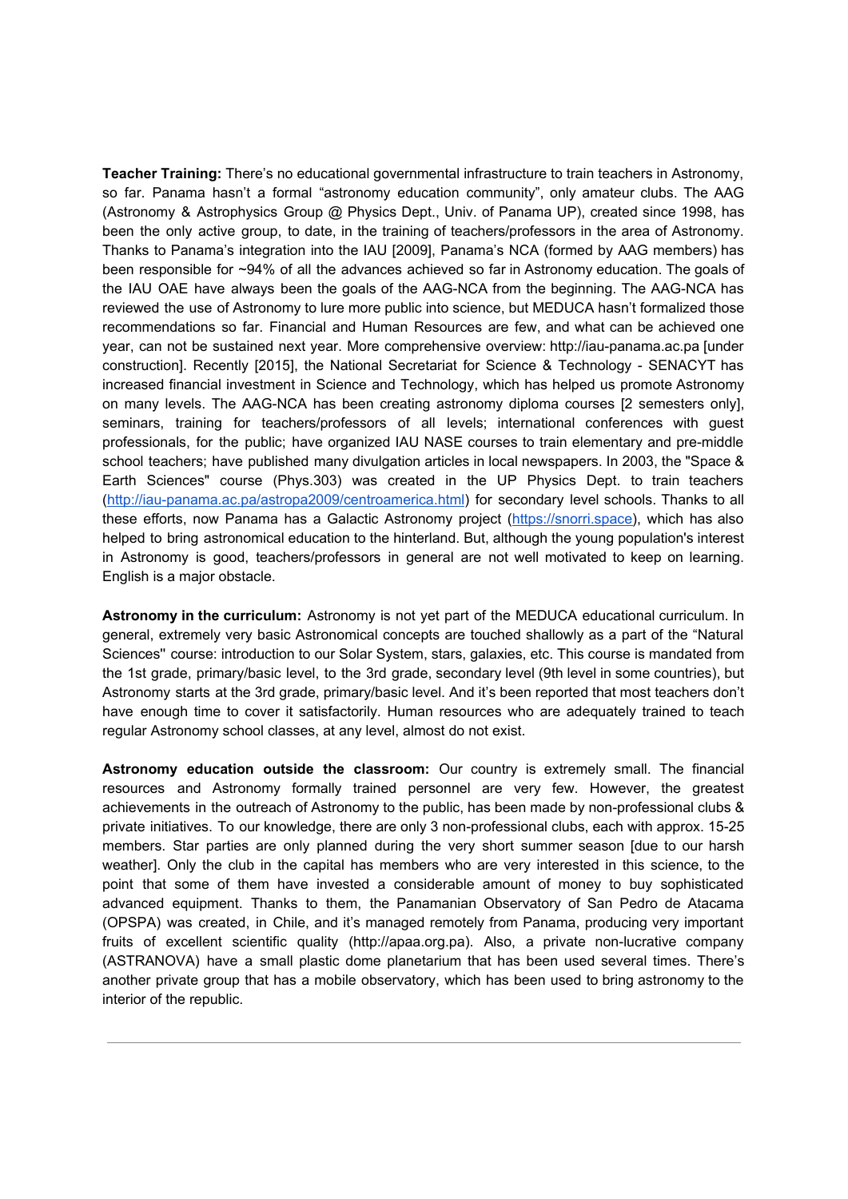**Teacher Training:** There's no educational governmental infrastructure to train teachers in Astronomy, so far. Panama hasn't a formal "astronomy education community", only amateur clubs. The AAG (Astronomy & Astrophysics Group @ Physics Dept., Univ. of Panama UP), created since 1998, has been the only active group, to date, in the training of teachers/professors in the area of Astronomy. Thanks to Panama's integration into the IAU [2009], Panama's NCA (formed by AAG members) has been responsible for ~94% of all the advances achieved so far in Astronomy education. The goals of the IAU OAE have always been the goals of the AAG-NCA from the beginning. The AAG-NCA has reviewed the use of Astronomy to lure more public into science, but MEDUCA hasn't formalized those recommendations so far. Financial and Human Resources are few, and what can be achieved one year, can not be sustained next year. More comprehensive overview: http://iau-panama.ac.pa [under construction]. Recently [2015], the National Secretariat for Science & Technology - SENACYT has increased financial investment in Science and Technology, which has helped us promote Astronomy on many levels. The AAG-NCA has been creating astronomy diploma courses [2 semesters only], seminars, training for teachers/professors of all levels; international conferences with guest professionals, for the public; have organized IAU NASE courses to train elementary and pre-middle school teachers; have published many divulgation articles in local newspapers. In 2003, the "Space & Earth Sciences" course (Phys.303) was created in the UP Physics Dept. to train teachers (http://iau-panama.ac.pa/astropa2009/centroamerica.html) for secondary level schools. Thanks to all these efforts, now Panama has a Galactic Astronomy project (https://snorri.space), which has also helped to bring astronomical education to the hinterland. But, although the young population's interest in Astronomy is good, teachers/professors in general are not well motivated to keep on learning. English is a major obstacle.

**Astronomy in the curriculum:** Astronomy is not yet part of the MEDUCA educational curriculum. In general, extremely very basic Astronomical concepts are touched shallowly as a part of the "Natural Sciences" course: introduction to our Solar System, stars, galaxies, etc. This course is mandated from the 1st grade, primary/basic level, to the 3rd grade, secondary level (9th level in some countries), but Astronomy starts at the 3rd grade, primary/basic level. And it's been reported that most teachers don't have enough time to cover it satisfactorily. Human resources who are adequately trained to teach regular Astronomy school classes, at any level, almost do not exist.

**Astronomy education outside the classroom:** Our country is extremely small. The financial resources and Astronomy formally trained personnel are very few. However, the greatest achievements in the outreach of Astronomy to the public, has been made by non-professional clubs & private initiatives. To our knowledge, there are only 3 non-professional clubs, each with approx. 15-25 members. Star parties are only planned during the very short summer season [due to our harsh weather]. Only the club in the capital has members who are very interested in this science, to the point that some of them have invested a considerable amount of money to buy sophisticated advanced equipment. Thanks to them, the Panamanian Observatory of San Pedro de Atacama (OPSPA) was created, in Chile, and it's managed remotely from Panama, producing very important fruits of excellent scientific quality (http://apaa.org.pa). Also, a private non-lucrative company (ASTRANOVA) have a small plastic dome planetarium that has been used several times. There's another private group that has a mobile observatory, which has been used to bring astronomy to the interior of the republic.

---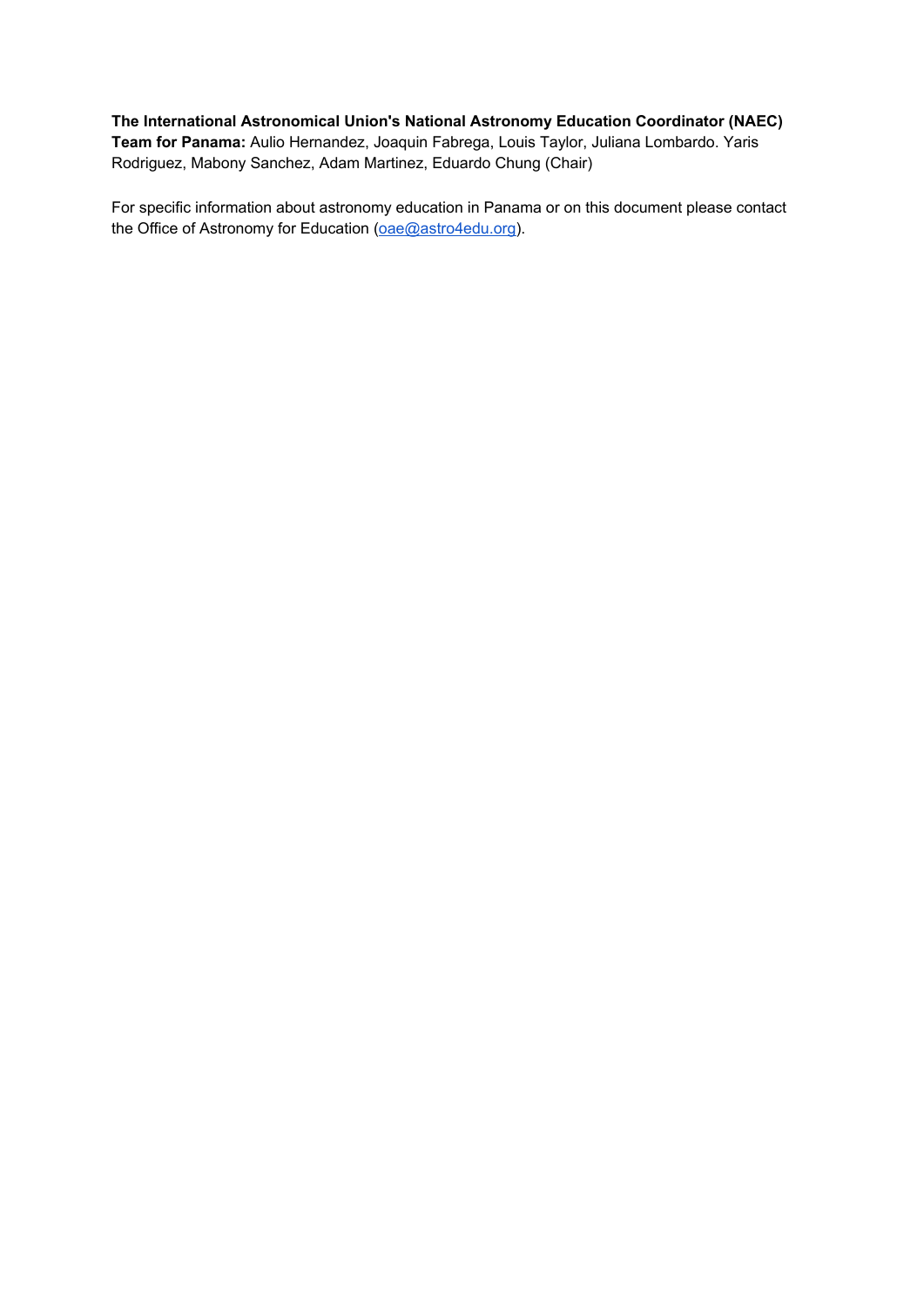**The International Astronomical Union's National Astronomy Education Coordinator (NAEC) Team for Panama:** Aulio Hernandez, Joaquin Fabrega, Louis Taylor, Juliana Lombardo. Yaris Rodriguez, Mabony Sanchez, Adam Martinez, Eduardo Chung (Chair)

For specific information about astronomy education in Panama or on this document please contact the Office of Astronomy for Education (oae@astro4edu.org).